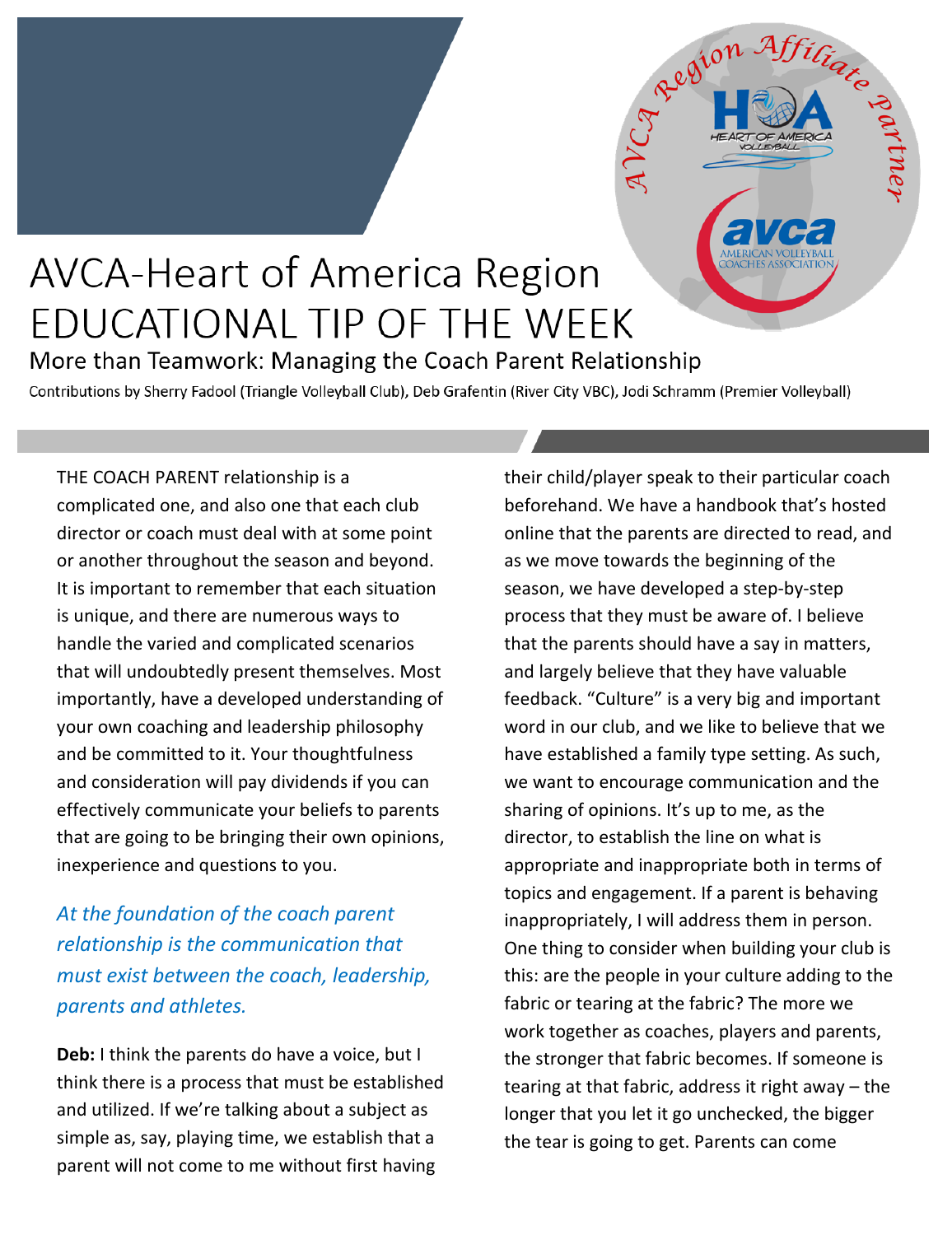# AVCA-Heart of America Region EDUCATIONAL TIP OF THE WEEK

## More than Teamwork: Managing the Coach Parent Relationship

Contributions by Sherry Fadool (Triangle Volleyball Club), Deb Grafentin (River City VBC), Jodi Schramm (Premier Volleyball)

THE COACH PARENT relationship is a complicated one, and also one that each club director or coach must deal with at some point or another throughout the season and beyond. It is important to remember that each situation is unique, and there are numerous ways to handle the varied and complicated scenarios that will undoubtedly present themselves. Most importantly, have a developed understanding of your own coaching and leadership philosophy and be committed to it. Your thoughtfulness and consideration will pay dividends if you can effectively communicate your beliefs to parents that are going to be bringing their own opinions, inexperience and questions to you.

*At the foundation of the coach parent relationship is the communication that must exist between the coach, leadership, parents and athletes.*

**Deb:** I think the parents do have a voice, but I think there is a process that must be established and utilized. If we're talking about a subject as simple as, say, playing time, we establish that a parent will not come to me without first having their child/player speak to their particular coach beforehand. We have a handbook that's hosted online that the parents are directed to read, and as we move towards the beginning of the season, we have developed a step-by-step process that they must be aware of. I believe that the parents should have a say in matters, and largely believe that they have valuable feedback. "Culture" is a very big and important word in our club, and we like to believe that we have established a family type setting. As such, we want to encourage communication and the sharing of opinions. It's up to me, as the director, to establish the line on what is appropriate and inappropriate both in terms of topics and engagement. If a parent is behaving inappropriately, I will address them in person. One thing to consider when building your club is this: are the people in your culture adding to the fabric or tearing at the fabric? The more we work together as coaches, players and parents, the stronger that fabric becomes. If someone is tearing at that fabric, address it right away – the longer that you let it go unchecked, the bigger the tear is going to get. Parents can come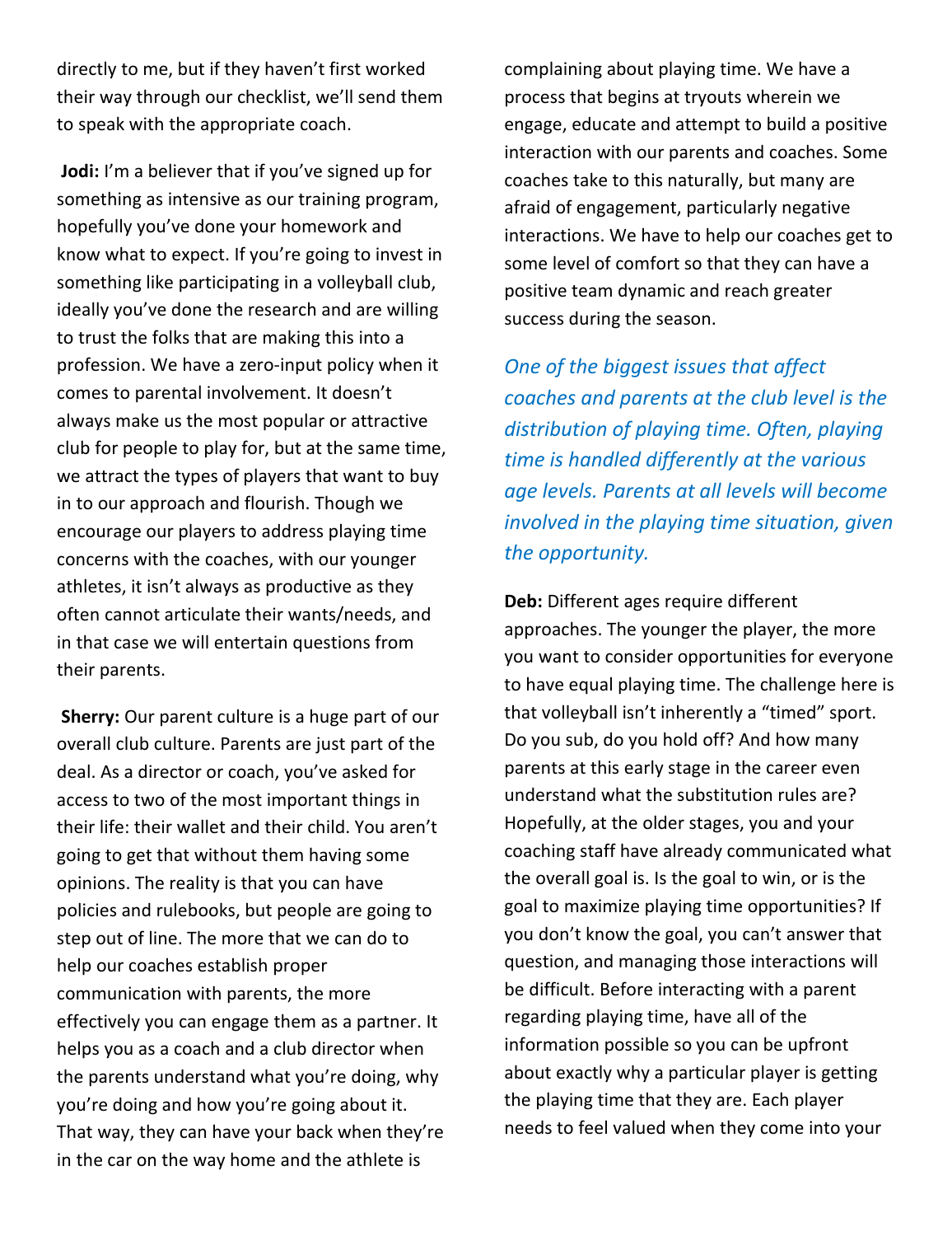directly to me, but if they haven't first worked their way through our checklist, we'll send them to speak with the appropriate coach.

**Jodi:** I'm a believer that if you've signed up for something as intensive as our training program, hopefully you've done your homework and know what to expect. If you're going to invest in something like participating in a volleyball club, ideally you've done the research and are willing to trust the folks that are making this into a profession. We have a zero-input policy when it comes to parental involvement. It doesn't always make us the most popular or attractive club for people to play for, but at the same time, we attract the types of players that want to buy in to our approach and flourish. Though we encourage our players to address playing time concerns with the coaches, with our younger athletes, it isn't always as productive as they often cannot articulate their wants/needs, and in that case we will entertain questions from their parents.

**Sherry:** Our parent culture is a huge part of our overall club culture. Parents are just part of the deal. As a director or coach, you've asked for access to two of the most important things in their life: their wallet and their child. You aren't going to get that without them having some opinions. The reality is that you can have policies and rulebooks, but people are going to step out of line. The more that we can do to help our coaches establish proper communication with parents, the more effectively you can engage them as a partner. It helps you as a coach and a club director when the parents understand what you're doing, why you're doing and how you're going about it. That way, they can have your back when they're in the car on the way home and the athlete is complaining about playing time. We have a process that begins at tryouts wherein we engage, educate and attempt to build a positive interaction with our parents and coaches. Some coaches take to this naturally, but many are afraid of engagement, particularly negative interactions. We have to help our coaches get to some level of comfort so that they can have a positive team dynamic and reach greater success during the season.

*One of the biggest issues that affect coaches and parents at the club level is the distribution of playing time. Often, playing time is handled differently at the various age levels. Parents at all levels will become involved in the playing time situation, given the opportunity.*

**Deb:** Different ages require different approaches. The younger the player, the more you want to consider opportunities for everyone to have equal playing time. The challenge here is that volleyball isn't inherently a "timed" sport. Do you sub, do you hold off? And how many parents at this early stage in the career even understand what the substitution rules are? Hopefully, at the older stages, you and your coaching staff have already communicated what the overall goal is. Is the goal to win, or is the goal to maximize playing time opportunities? If you don't know the goal, you can't answer that question, and managing those interactions will be difficult. Before interacting with a parent regarding playing time, have all of the information possible so you can be upfront about exactly why a particular player is getting the playing time that they are. Each player needs to feel valued when they come into your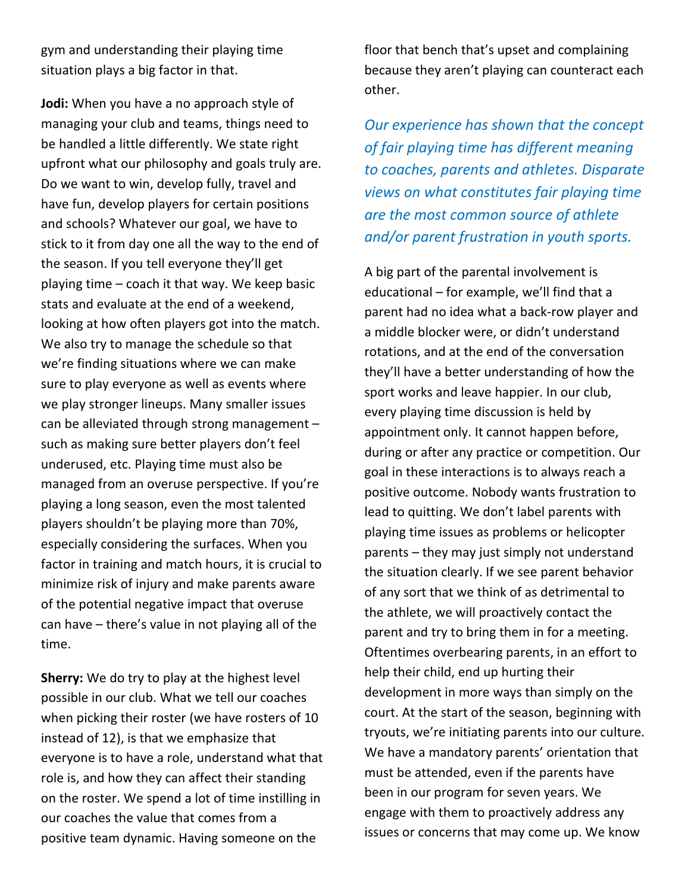gym and understanding their playing time situation plays a big factor in that.

**Jodi:** When you have a no approach style of managing your club and teams, things need to be handled a little differently. We state right upfront what our philosophy and goals truly are. Do we want to win, develop fully, travel and have fun, develop players for certain positions and schools? Whatever our goal, we have to stick to it from day one all the way to the end of the season. If you tell everyone they'll get playing time – coach it that way. We keep basic stats and evaluate at the end of a weekend, looking at how often players got into the match. We also try to manage the schedule so that we're finding situations where we can make sure to play everyone as well as events where we play stronger lineups. Many smaller issues can be alleviated through strong management – such as making sure better players don't feel underused, etc. Playing time must also be managed from an overuse perspective. If you're playing a long season, even the most talented players shouldn't be playing more than 70%, especially considering the surfaces. When you factor in training and match hours, it is crucial to minimize risk of injury and make parents aware of the potential negative impact that overuse can have – there's value in not playing all of the time.

**Sherry:** We do try to play at the highest level possible in our club. What we tell our coaches when picking their roster (we have rosters of 10 instead of 12), is that we emphasize that everyone is to have a role, understand what that role is, and how they can affect their standing on the roster. We spend a lot of time instilling in our coaches the value that comes from a positive team dynamic. Having someone on the floor that bench that's upset and complaining because they aren't playing can counteract each other.

*Our experience has shown that the concept of fair playing time has different meaning to coaches, parents and athletes. Disparate views on what constitutes fair playing time are the most common source of athlete and/or parent frustration in youth sports.*

A big part of the parental involvement is educational – for example, we'll find that a parent had no idea what a back-row player and a middle blocker were, or didn't understand rotations, and at the end of the conversation they'll have a better understanding of how the sport works and leave happier. In our club, every playing time discussion is held by appointment only. It cannot happen before, during or after any practice or competition. Our goal in these interactions is to always reach a positive outcome. Nobody wants frustration to lead to quitting. We don't label parents with playing time issues as problems or helicopter parents – they may just simply not understand the situation clearly. If we see parent behavior of any sort that we think of as detrimental to the athlete, we will proactively contact the parent and try to bring them in for a meeting. Oftentimes overbearing parents, in an effort to help their child, end up hurting their development in more ways than simply on the court. At the start of the season, beginning with tryouts, we're initiating parents into our culture. We have a mandatory parents' orientation that must be attended, even if the parents have been in our program for seven years. We engage with them to proactively address any issues or concerns that may come up. We know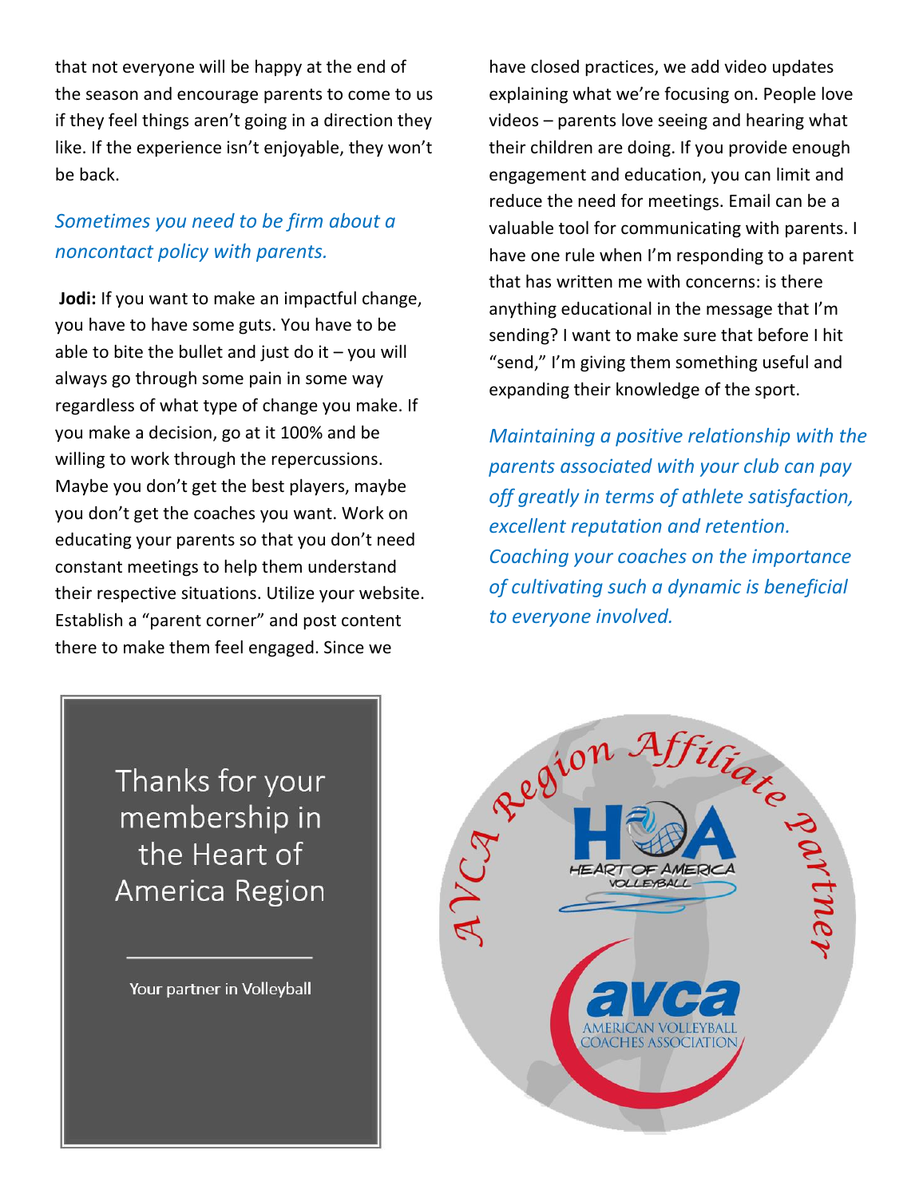that not everyone will be happy at the end of the season and encourage parents to come to us if they feel things aren't going in a direction they like. If the experience isn't enjoyable, they won't be back.

*Sometimes you need to be firm about a noncontact policy with parents.*

**Jodi:** If you want to make an impactful change, you have to have some guts. You have to be able to bite the bullet and just do it – you will always go through some pain in some way regardless of what type of change you make. If you make a decision, go at it 100% and be willing to work through the repercussions. Maybe you don't get the best players, maybe you don't get the coaches you want. Work on educating your parents so that you don't need constant meetings to help them understand their respective situations. Utilize your website. Establish a "parent corner" and post content there to make them feel engaged. Since we have closed practices, we add video updates explaining what we're focusing on. People love videos – parents love seeing and hearing what their children are doing. If you provide enough engagement and education, you can limit and reduce the need for meetings. Email can be a valuable tool for communicating with parents. I have one rule when I'm responding to a parent that has written me with concerns: is there anything educational in the message that I'm sending? I want to make sure that before I hit "send," I'm giving them something useful and expanding their knowledge of the sport.

*Maintaining a positive relationship with the parents associated with your club can pay off greatly in terms of athlete satisfaction, excellent reputation and retention. Coaching your coaches on the importance of cultivating such a dynamic is beneficial to everyone involved.*

Thanks for your membership in the Heart of America Region

Your partner in Volleyball

AVCA Region Affiliate Partner

HOA HEART OF AMERICA VOLLEYBALL

avca AMERICAN VOLLEYBALL COACHES ASSOCIATION